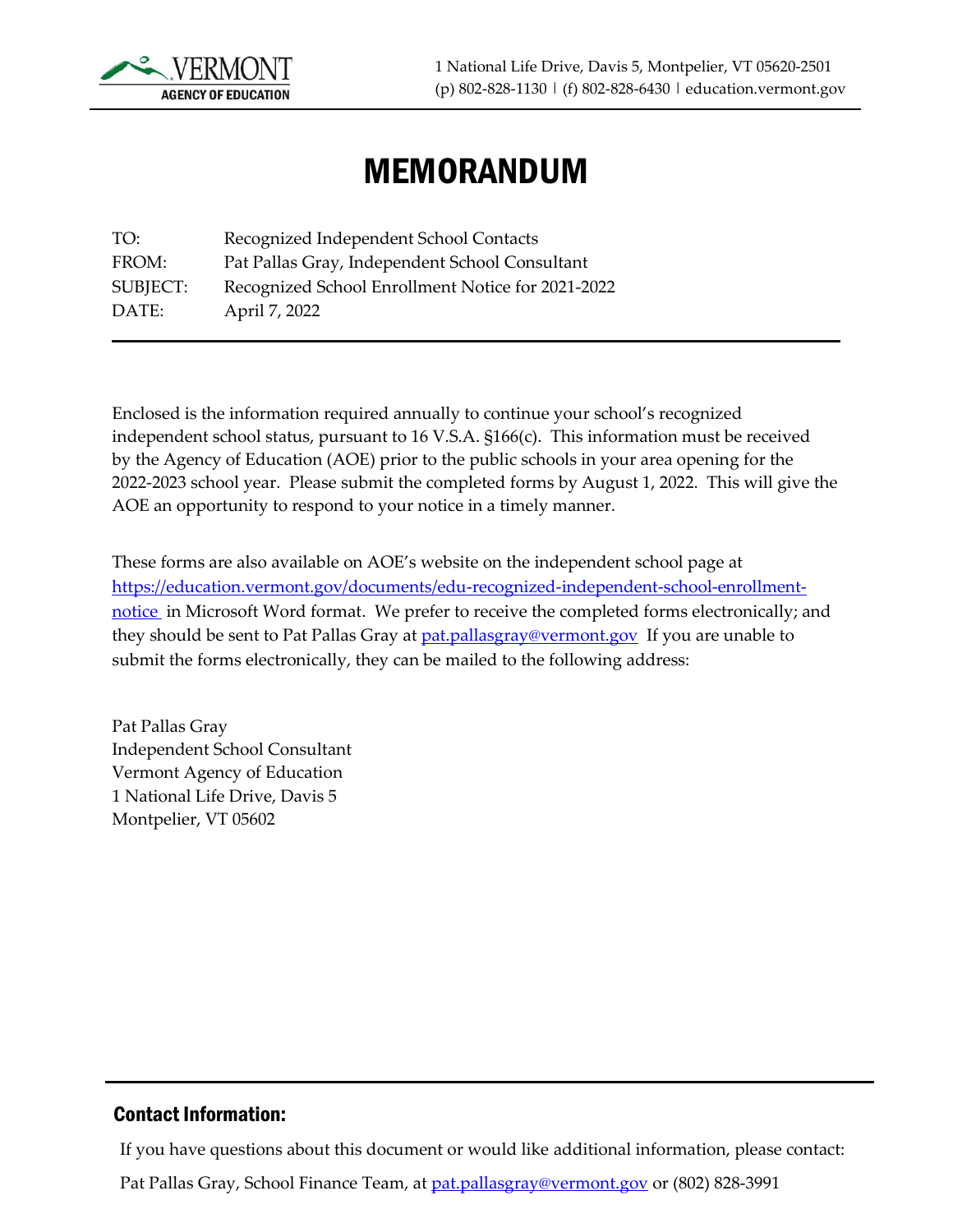VERMONT AGENCY OF EDUCATION

1 National Life Drive, Davis 5, Montpelier, VT 05620-2501
(p) 802-828-1130 | (f) 802-828-6430 | education.vermont.gov

# MEMORANDUM

TO: Recognized Independent School Contacts
FROM: Pat Pallas Gray, Independent School Consultant
SUBJECT: Recognized School Enrollment Notice for 2021-2022
DATE: April 7, 2022

---

Enclosed is the information required annually to continue your school's recognized independent school status, pursuant to 16 V.S.A. §166(c). This information must be received by the Agency of Education (AOE) prior to the public schools in your area opening for the 2022-2023 school year. Please submit the completed forms by August 1, 2022. This will give the AOE an opportunity to respond to your notice in a timely manner.

These forms are also available on AOE's website on the independent school page at [https://education.vermont.gov/documents/edu-recognized-independent-school-enrollment-notice](https://education.vermont.gov/documents/edu-recognized-independent-school-enrollment-notice) in Microsoft Word format. We prefer to receive the completed forms electronically; and they should be sent to Pat Pallas Gray at [pat.pallasgray@vermont.gov](mailto:pat.pallasgray@vermont.gov) If you are unable to submit the forms electronically, they can be mailed to the following address:

Pat Pallas Gray
Independent School Consultant
Vermont Agency of Education
1 National Life Drive, Davis 5
Montpelier, VT 05602

---

## Contact Information:

If you have questions about this document or would like additional information, please contact:

Pat Pallas Gray, School Finance Team, at [pat.pallasgray@vermont.gov](mailto:pat.pallasgray@vermont.gov) or (802) 828-3991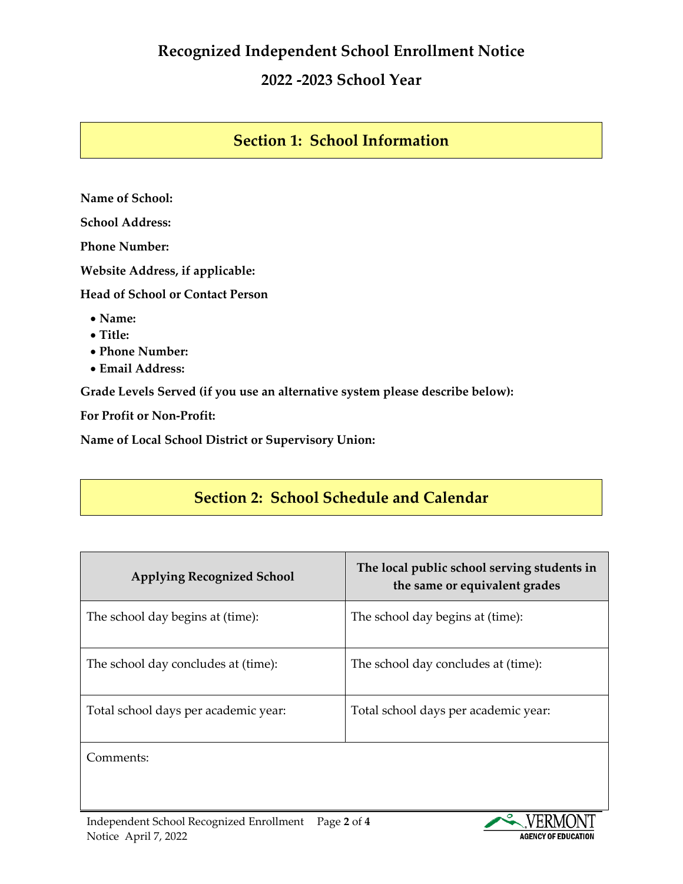# Recognized Independent School Enrollment Notice

## 2022 -2023 School Year

## Section 1: School Information

**Name of School:**

**School Address:**

**Phone Number:**

**Website Address, if applicable:**

**Head of School or Contact Person**

- **Name:**
- **Title:**
- **Phone Number:**
- **Email Address:**

**Grade Levels Served (if you use an alternative system please describe below):**

**For Profit or Non-Profit:**

**Name of Local School District or Supervisory Union:**

## Section 2: School Schedule and Calendar

| Applying Recognized School | The local public school serving students in the same or equivalent grades |
|---|---|
| The school day begins at (time): | The school day begins at (time): |
| The school day concludes at (time): | The school day concludes at (time): |
| Total school days per academic year: | Total school days per academic year: |
| Comments: | |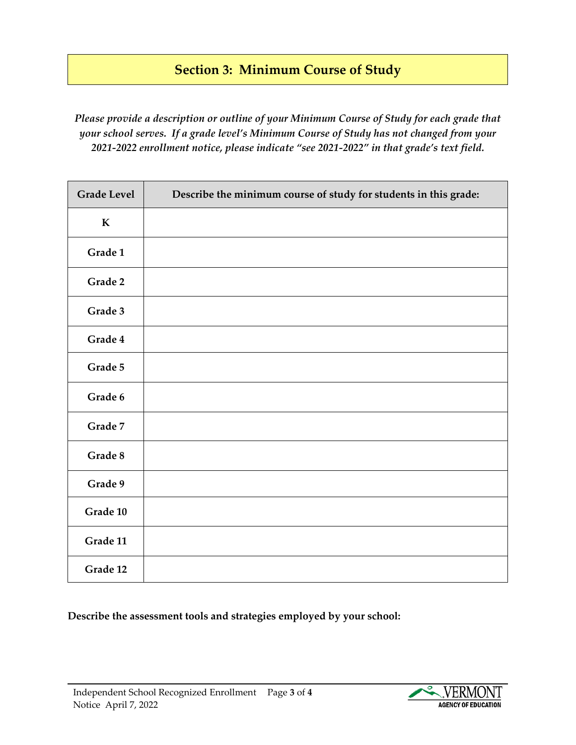## Section 3: Minimum Course of Study

*Please provide a description or outline of your Minimum Course of Study for each grade that your school serves. If a grade level's Minimum Course of Study has not changed from your 2021-2022 enrollment notice, please indicate "see 2021-2022" in that grade's text field.*

| Grade Level | Describe the minimum course of study for students in this grade: |
|---|---|
| K | |
| Grade 1 | |
| Grade 2 | |
| Grade 3 | |
| Grade 4 | |
| Grade 5 | |
| Grade 6 | |
| Grade 7 | |
| Grade 8 | |
| Grade 9 | |
| Grade 10 | |
| Grade 11 | |
| Grade 12 | |

**Describe the assessment tools and strategies employed by your school:**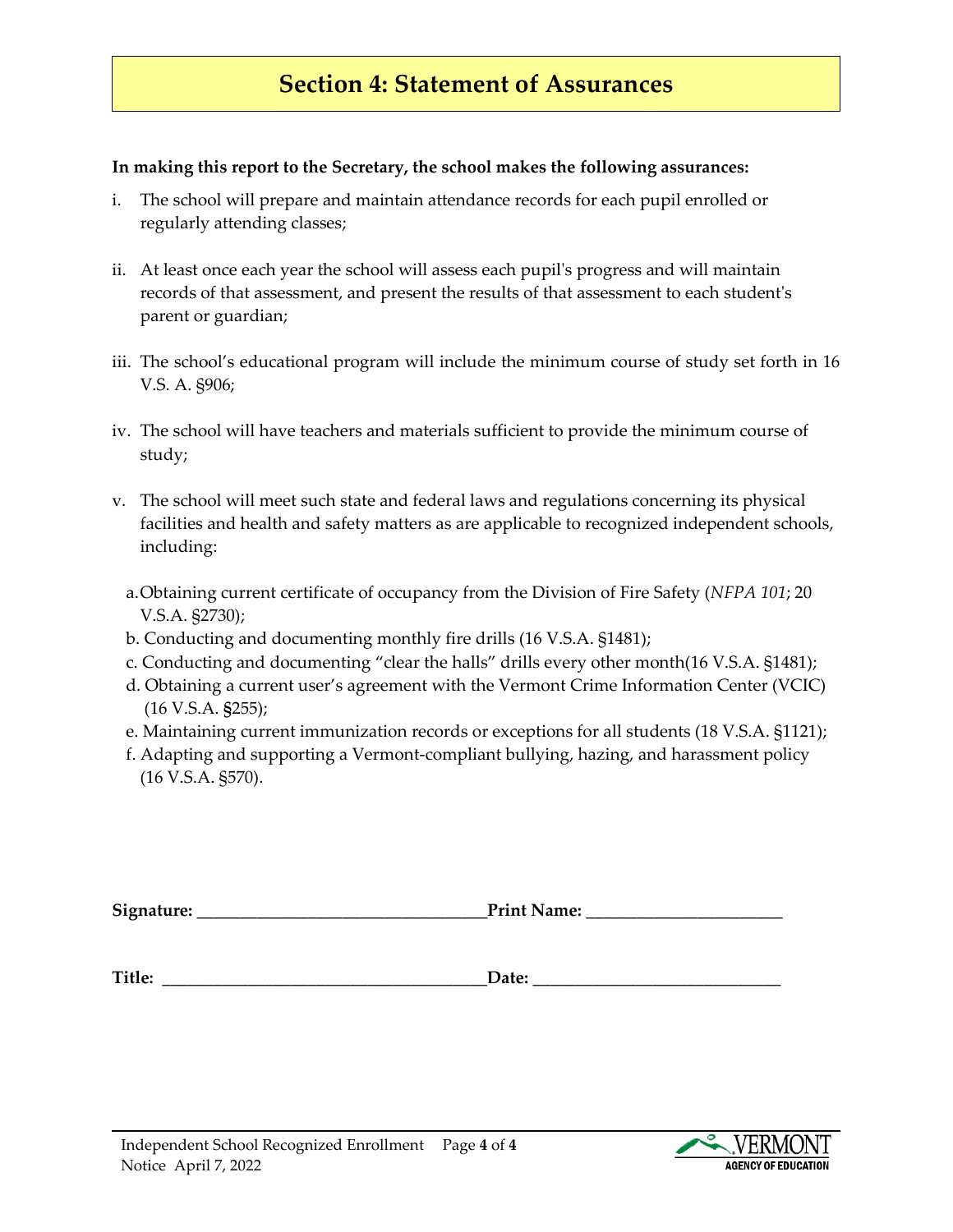# Section 4: Statement of Assurances

**In making this report to the Secretary, the school makes the following assurances:**

i. The school will prepare and maintain attendance records for each pupil enrolled or regularly attending classes;

ii. At least once each year the school will assess each pupil's progress and will maintain records of that assessment, and present the results of that assessment to each student's parent or guardian;

iii. The school's educational program will include the minimum course of study set forth in 16 V.S. A. §906;

iv. The school will have teachers and materials sufficient to provide the minimum course of study;

v. The school will meet such state and federal laws and regulations concerning its physical facilities and health and safety matters as are applicable to recognized independent schools, including:

   a. Obtaining current certificate of occupancy from the Division of Fire Safety (*NFPA 101*; 20 V.S.A. §2730);
   b. Conducting and documenting monthly fire drills (16 V.S.A. §1481);
   c. Conducting and documenting "clear the halls" drills every other month(16 V.S.A. §1481);
   d. Obtaining a current user's agreement with the Vermont Crime Information Center (VCIC) (16 V.S.A. §255);
   e. Maintaining current immunization records or exceptions for all students (18 V.S.A. §1121);
   f. Adapting and supporting a Vermont-compliant bullying, hazing, and harassment policy (16 V.S.A. §570).

**Signature:** _________________________________ **Print Name:** ______________________

**Title:** ____________________________________ **Date:** ____________________________